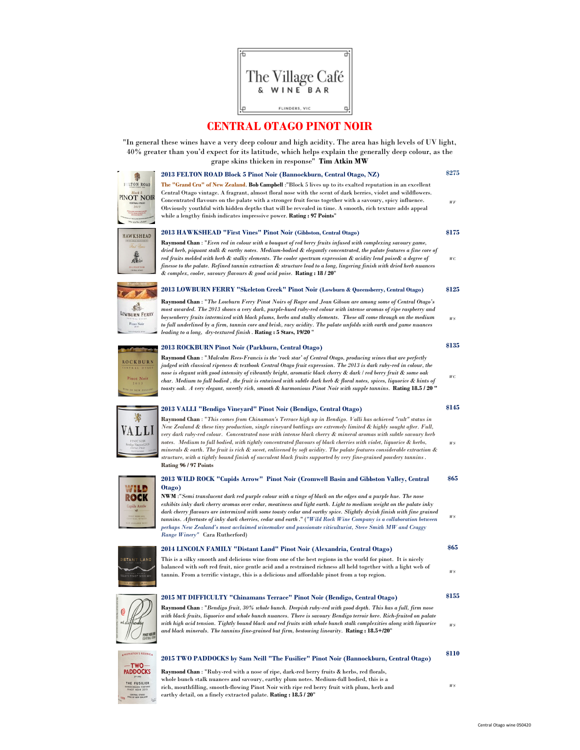The Village Café
& WINE BAR
FLINDERS, VIC

# CENTRAL OTAGO PINOT NOIR

"In general these wines have a very deep colour and high acidity. The area has high levels of UV light, 40% greater than you'd expect for its latitude, which helps explain the generally deep colour, as the grape skins thicken in response" **Tim Atkin MW**

### 2013 FELTON ROAD Block 5 Pinot Noir (Bannockburn, Central Otago, NZ) — $275

**The "Grand Cru" of New Zealand. Bob Campbell** :"Block 5 lives up to its exalted reputation in an excellent Central Otago vintage. A fragrant, almost floral nose with the scent of dark berries, violet and wildflowers. Concentrated flavours on the palate with a stronger fruit focus together with a savoury, spicy influence. Obviously youthful with hidden depths that will be revealed in time. A smooth, rich texture adds appeal while a lengthy finish indicates impressive power. **Rating : 97 Points**"

*WF*

### 2013 HAWKSHEAD "First Vines" Pinot Noir (Gibbston, Central Otago) — $175

**Raymond Chan** : "*Even red in colour with a bouquet of red berry fruits infused with complexing savoury game, dried herb, piquant stalk & earthy notes. Medium-bodied & elegantly concentrated, the palate features a fine core of red fruits melded with herb & stalky elements. The cooler spectrum expression & acidity lend poise& a degree of finesse to the palate. Refined tannin extraction & structure lead to a long, lingering finish with dried herb nuances & complex, cooler, savoury flavours & good acid poise.* **Rating : 18 / 20**"

*WC*

### 2013 LOWBURN FERRY "Skeleton Creek" Pinot Noir (Lowburn & Queensberry, Central Otago) — $125

**Raymond Chan** : "*The Lowburn Ferry Pinot Noirs of Roger and Jean Gibson are among some of Central Otago's most awarded. The 2013 shows a very dark, purple-hued ruby-red colour with intense aromas of ripe raspberry and boysenberry fruits intermixed with black plums, herbs and stalky elements. These all come through on the medium to full underlined by a firm, tannin core and brisk, racy acidity. The palate unfolds with earth and game nuances leading to a long, dry-textured finish* . **Rating : 5 Stars, 19/20** "

*WS*

### 2013 ROCKBURN Pinot Noir (Parkburn, Central Otago) — $135

**Raymond Chan** : "*Malcolm Rees-Francis is the 'rock star' of Central Otago, producing wines that are perfectly judged with classical ripeness & textbook Central Otago fruit expression. The 2013 is dark ruby-red in colour, the nose is elegant with good intensity of vibrantly bright, aromatic black cherry & dark / red berry fruit & some oak char. Medium to full bodied , the fruit is entwined with subtle dark herb & floral notes, spices, liquorice & hints of toasty oak. A very elegant, sweetly rich, smooth & harmonious Pinot Noir with supple tannins.* **Rating 18.5 / 20** "

*WC*

### 2013 VALLI "Bendigo Vineyard" Pinot Noir (Bendigo, Central Otago) — $145

**Raymond Chan** : "*This comes from Chinaman's Terrace high up in Bendigo. Valli has achieved "cult" status in New Zealand & these tiny production, single vineyard bottlings are extremely limited & highly sought after. Full, very dark ruby-red colour. Concentrated nose with intense black cherry & mineral aromas with subtle savoury herb notes. Medium to full bodied, with tightly concentrated flavours of black cherries with violet, liquorice & herbs, minerals & earth. The fruit is rich & sweet, enlivened by soft acidity. The palate features considerable extraction & structure, with a tightly bound finish of succulent black fruits supported by very fine-grained powdery tannins* . **Rating 96 / 97 Points**

*WS*

### 2013 WILD ROCK "Cupids Arrow" Pinot Noir (Cromwell Basin and Gibbston Valley, Central Otago) — $65

**NWM** :"*Semi translucent dark red purple colour with a tinge of black on the edges and a purple hue. The nose exhibits inky dark cherry aromas over cedar, meatiness and light earth. Light to medium weight on the palate inky dark cherry flavours are intermixed with some toasty cedar and earthy spice. Slightly dryish finish with fine grained tannins. Aftertaste of inky dark cherries, cedar and earth* ." (*"Wild Rock Wine Company is a collaboration between perhaps New Zealand's most acclaimed winemaker and passionate viticulturist, Steve Smith MW and Craggy Range Winery"* Cara Rutherford)

*WS*

### 2014 LINCOLN FAMILY "Distant Land" Pinot Noir (Alexandria, Central Otago) — $65

This is a silky smooth and delicious wine from one of the best regions in the world for pinot. It is nicely balanced with soft red fruit, nice gentle acid and a restrained richness all held together with a light web of tannin. From a terrific vintage, this is a delicious and affordable pinot from a top region.

*WS*

### 2015 MT DIFFICULTY "Chinamans Terrace" Pinot Noir (Bendigo, Central Otago) — $155

**Raymond Chan** : "*Bendigo fruit, 30% whole bunch. Deepish ruby-red with good depth. This has a full, firm nose with black fruits, liquorice and whole bunch stalks. There is savoury Bendigo terroir here. Rich-fruited on palate with high acid tension. Tightly bound black and red fruits with whole bunch stalk complexities along with liquorice and black minerals. The tannins fine-grained but firm, bestowing linearity.* **Rating : 18.5+/20**"

*WS*

### 2015 TWO PADDOCKS by Sam Neill "The Fusilier" Pinot Noir (Bannockburn, Central Otago) — $110

**Raymond Chan** : "Ruby-red with a nose of ripe, dark-red berry fruits & herbs, red florals, whole bunch stalk nuances and savoury, earthy plum notes. Medium-full bodied, this is a rich, mouthfilling, smooth-flowing Pinot Noir with ripe red berry fruit with plum, herb and earthy detail, on a finely extracted palate. **Rating : 18.5 / 20**"

*WS*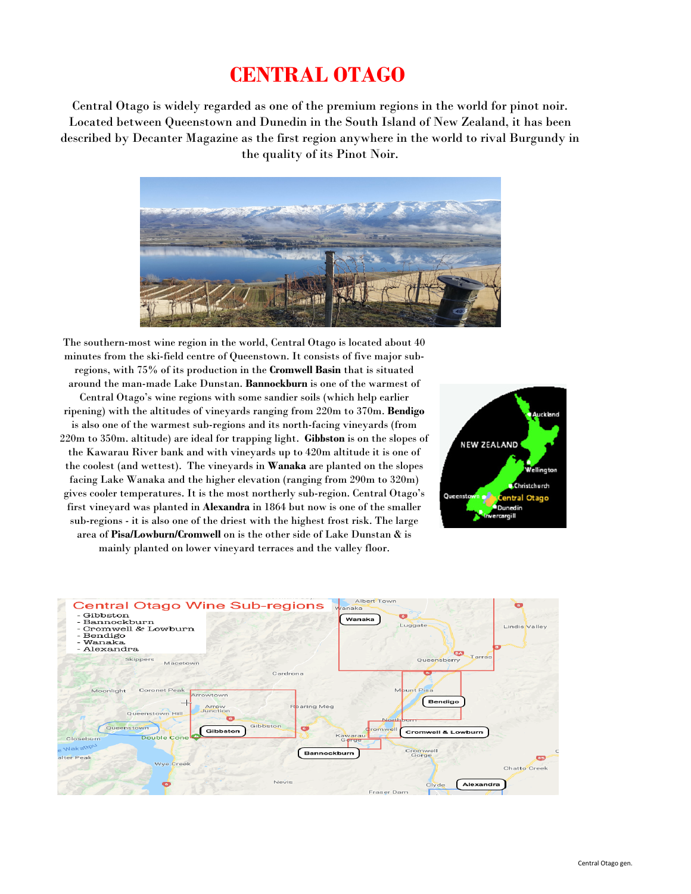# CENTRAL OTAGO

Central Otago is widely regarded as one of the premium regions in the world for pinot noir. Located between Queenstown and Dunedin in the South Island of New Zealand, it has been described by Decanter Magazine as the first region anywhere in the world to rival Burgundy in the quality of its Pinot Noir.

The southern-most wine region in the world, Central Otago is located about 40 minutes from the ski-field centre of Queenstown. It consists of five major sub-regions, with 75% of its production in the **Cromwell Basin** that is situated around the man-made Lake Dunstan. **Bannockburn** is one of the warmest of Central Otago's wine regions with some sandier soils (which help earlier ripening) with the altitudes of vineyards ranging from 220m to 370m. **Bendigo** is also one of the warmest sub-regions and its north-facing vineyards (from 220m to 350m. altitude) are ideal for trapping light. **Gibbston** is on the slopes of the Kawarau River bank and with vineyards up to 420m altitude it is one of the coolest (and wettest). The vineyards in **Wanaka** are planted on the slopes facing Lake Wanaka and the higher elevation (ranging from 290m to 320m) gives cooler temperatures. It is the most northerly sub-region. Central Otago's first vineyard was planted in **Alexandra** in 1864 but now is one of the smaller sub-regions - it is also one of the driest with the highest frost risk. The large area of **Pisa/Lowburn/Cromwell** on is the other side of Lake Dunstan & is mainly planted on lower vineyard terraces and the valley floor.

NEW ZEALAND
Auckland
Wellington
Christchurch
Queenstown
Central Otago
Dunedin
Invercargill

Central Otago Wine Sub-regions
- Gibbston
- Bannockburn
- Cromwell & Lowburn
- Bendigo
- Wanaka
- Alexandra

Wanaka
Gibbston
Bendigo
Cromwell & Lowburn
Bannockburn
Alexandra

Central Otago gen.